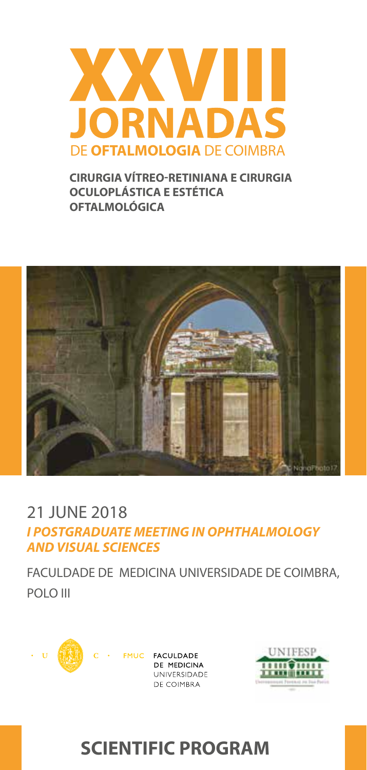# XXVIII JORNADAS

DE **OFTALMOLOGIA** DE COIMBRA

**CIRURGIA VÍTREO-RETINIANA E CIRURGIA OCULOPLÁSTICA E ESTÉTICA OFTALMOLÓGICA**

21 JUNE 2018

***I POSTGRADUATE MEETING IN OPHTHALMOLOGY AND VISUAL SCIENCES***

FACULDADE DE MEDICINA UNIVERSIDADE DE COIMBRA, POLO III

FMUC FACULDADE DE MEDICINA UNIVERSIDADE DE COIMBRA

UNIFESP

## SCIENTIFIC PROGRAM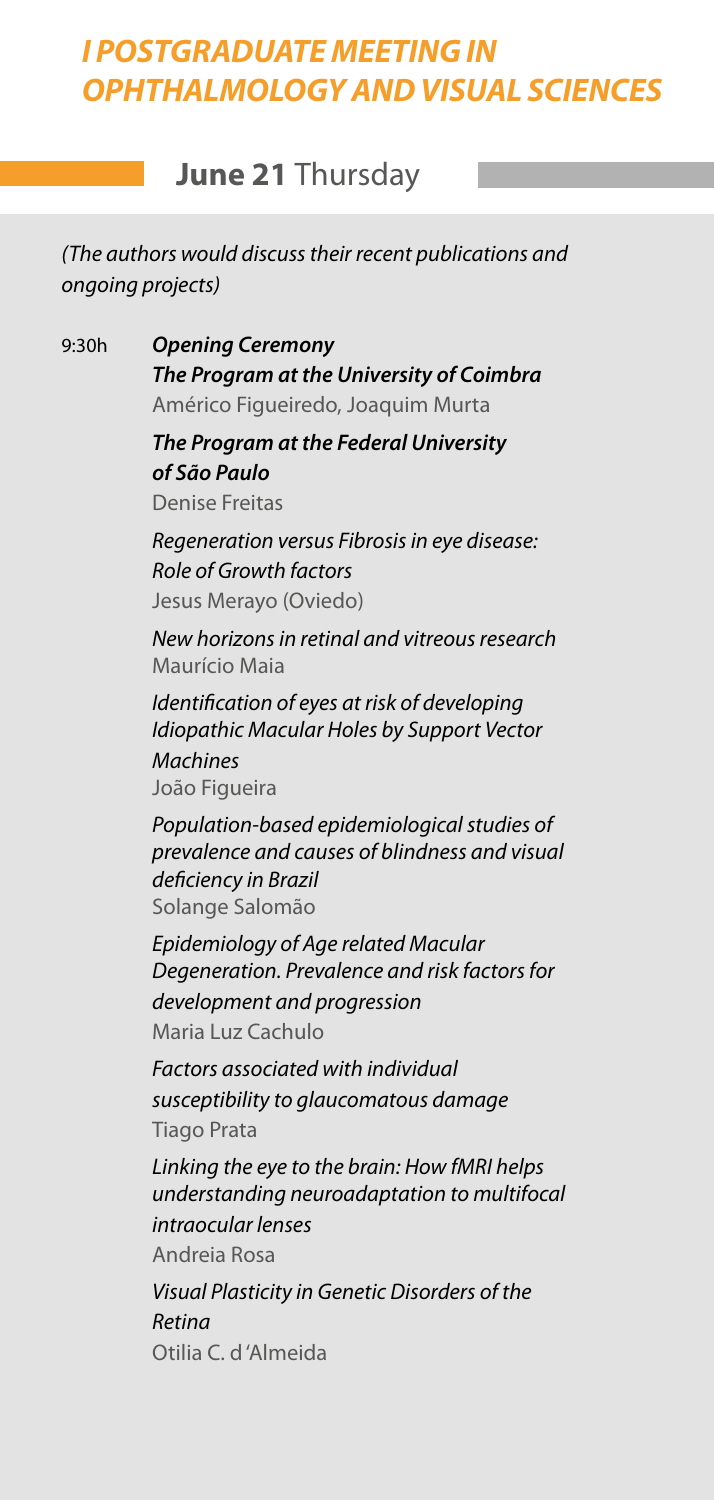# I POSTGRADUATE MEETING IN OPHTHALMOLOGY AND VISUAL SCIENCES

## **June 21** Thursday

*(The authors would discuss their recent publications and ongoing projects)*

9:30h ***Opening Ceremony***

***The Program at the University of Coimbra***
Américo Figueiredo, Joaquim Murta

***The Program at the Federal University of São Paulo***
Denise Freitas

*Regeneration versus Fibrosis in eye disease: Role of Growth factors*
Jesus Merayo (Oviedo)

*New horizons in retinal and vitreous research*
Maurício Maia

*Identification of eyes at risk of developing Idiopathic Macular Holes by Support Vector Machines*
João Figueira

*Population-based epidemiological studies of prevalence and causes of blindness and visual deficiency in Brazil*
Solange Salomão

*Epidemiology of Age related Macular Degeneration. Prevalence and risk factors for development and progression*
Maria Luz Cachulo

*Factors associated with individual susceptibility to glaucomatous damage*
Tiago Prata

*Linking the eye to the brain: How fMRI helps understanding neuroadaptation to multifocal intraocular lenses*
Andreia Rosa

*Visual Plasticity in Genetic Disorders of the Retina*
Otilia C. d'Almeida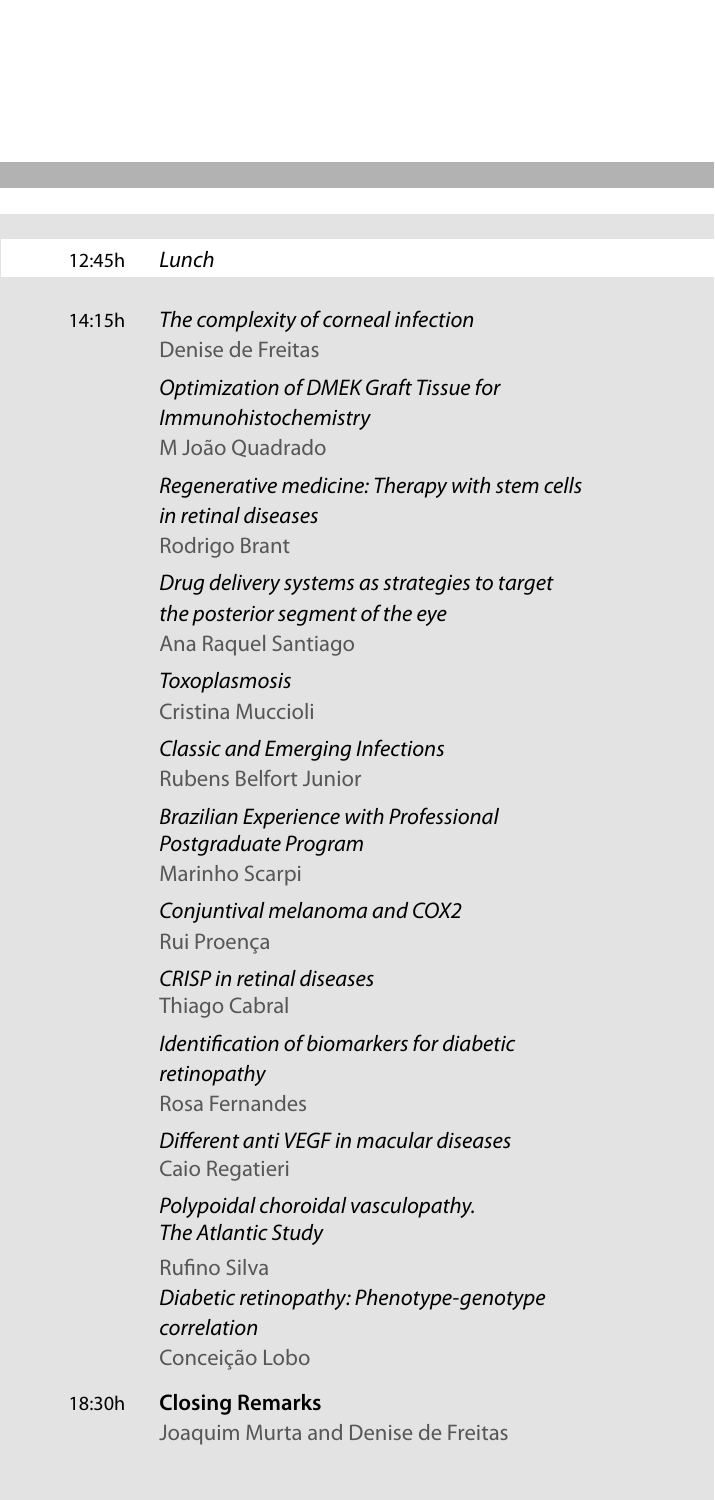12:45h *Lunch*

14:15h *The complexity of corneal infection*
Denise de Freitas

*Optimization of DMEK Graft Tissue for Immunohistochemistry*
M João Quadrado

*Regenerative medicine: Therapy with stem cells in retinal diseases*
Rodrigo Brant

*Drug delivery systems as strategies to target the posterior segment of the eye*
Ana Raquel Santiago

*Toxoplasmosis*
Cristina Muccioli

*Classic and Emerging Infections*
Rubens Belfort Junior

*Brazilian Experience with Professional Postgraduate Program*
Marinho Scarpi

*Conjuntival melanoma and COX2*
Rui Proença

*CRISP in retinal diseases*
Thiago Cabral

*Identification of biomarkers for diabetic retinopathy*
Rosa Fernandes

*Different anti VEGF in macular diseases*
Caio Regatieri

*Polypoidal choroidal vasculopathy. The Atlantic Study*
Rufino Silva

*Diabetic retinopathy: Phenotype-genotype correlation*
Conceição Lobo

18:30h **Closing Remarks**
Joaquim Murta and Denise de Freitas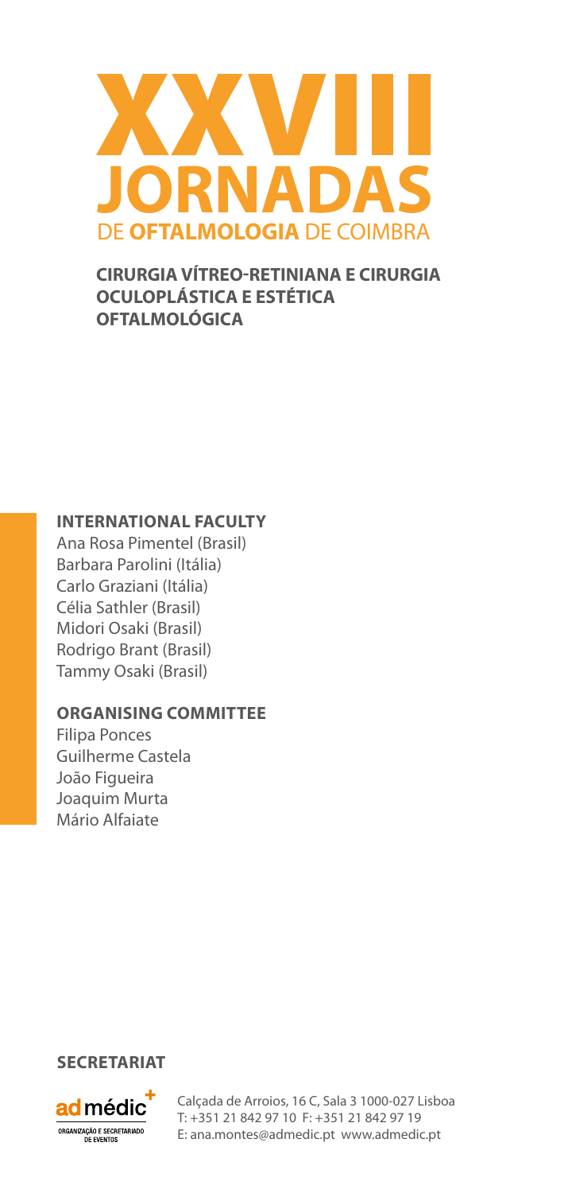# XXVIII JORNADAS

## DE OFTALMOLOGIA DE COIMBRA

**CIRURGIA VÍTREO-RETINIANA E CIRURGIA OCULOPLÁSTICA E ESTÉTICA OFTALMOLÓGICA**

### INTERNATIONAL FACULTY

Ana Rosa Pimentel (Brasil)
Barbara Parolini (Itália)
Carlo Graziani (Itália)
Célia Sathler (Brasil)
Midori Osaki (Brasil)
Rodrigo Brant (Brasil)
Tammy Osaki (Brasil)

### ORGANISING COMMITTEE

Filipa Ponces
Guilherme Castela
João Figueira
Joaquim Murta
Mário Alfaiate

### SECRETARIAT

ad médic
ORGANIZAÇÃO E SECRETARIADO DE EVENTOS

Calçada de Arroios, 16 C, Sala 3 1000-027 Lisboa
T: +351 21 842 97 10 F: +351 21 842 97 19
E: ana.montes@admedic.pt www.admedic.pt